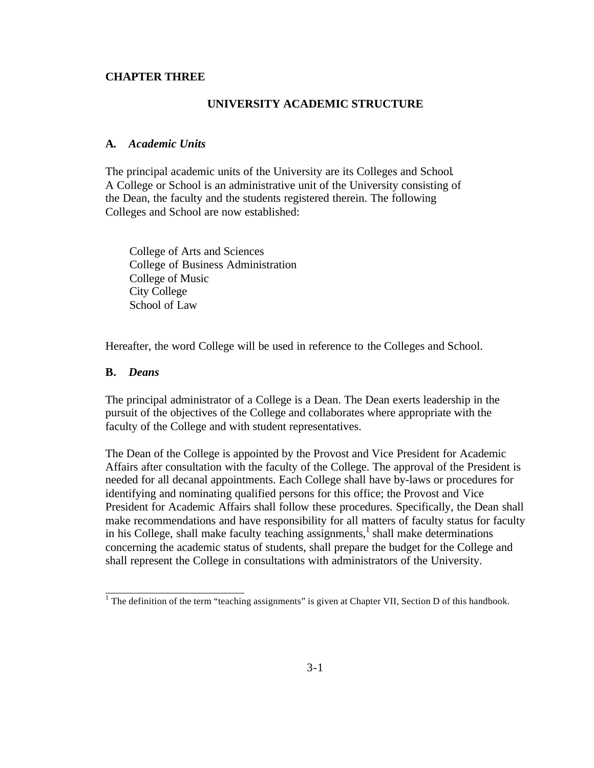# CHAPTER THREE

## UNIVERSITY ACADEMIC STRUCTURE

### A. *Academic Units*

The principal academic units of the University are its Colleges and School. A College or School is an administrative unit of the University consisting of the Dean, the faculty and the students registered therein. The following Colleges and School are now established:

College of Arts and Sciences
College of Business Administration
College of Music
City College
School of Law

Hereafter, the word College will be used in reference to the Colleges and School.

### B. *Deans*

The principal administrator of a College is a Dean. The Dean exerts leadership in the pursuit of the objectives of the College and collaborates where appropriate with the faculty of the College and with student representatives.

The Dean of the College is appointed by the Provost and Vice President for Academic Affairs after consultation with the faculty of the College. The approval of the President is needed for all decanal appointments. Each College shall have by-laws or procedures for identifying and nominating qualified persons for this office; the Provost and Vice President for Academic Affairs shall follow these procedures. Specifically, the Dean shall make recommendations and have responsibility for all matters of faculty status for faculty in his College, shall make faculty teaching assignments,[1] shall make determinations concerning the academic status of students, shall prepare the budget for the College and shall represent the College in consultations with administrators of the University.

[1] The definition of the term "teaching assignments" is given at Chapter VII, Section D of this handbook.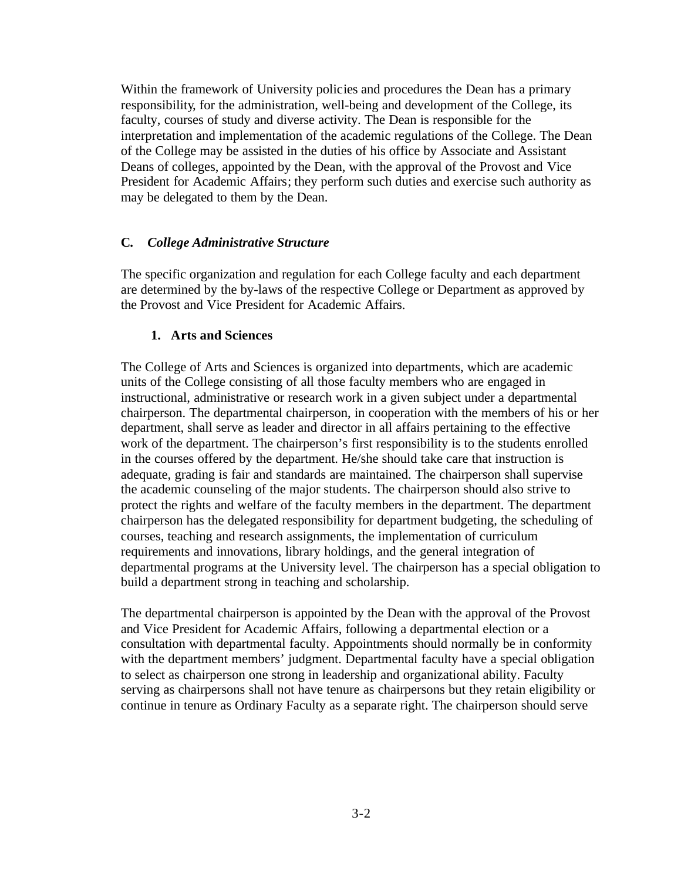Within the framework of University policies and procedures the Dean has a primary responsibility, for the administration, well-being and development of the College, its faculty, courses of study and diverse activity. The Dean is responsible for the interpretation and implementation of the academic regulations of the College. The Dean of the College may be assisted in the duties of his office by Associate and Assistant Deans of colleges, appointed by the Dean, with the approval of the Provost and Vice President for Academic Affairs; they perform such duties and exercise such authority as may be delegated to them by the Dean.

### C. *College Administrative Structure*

The specific organization and regulation for each College faculty and each department are determined by the by-laws of the respective College or Department as approved by the Provost and Vice President for Academic Affairs.

#### 1. Arts and Sciences

The College of Arts and Sciences is organized into departments, which are academic units of the College consisting of all those faculty members who are engaged in instructional, administrative or research work in a given subject under a departmental chairperson. The departmental chairperson, in cooperation with the members of his or her department, shall serve as leader and director in all affairs pertaining to the effective work of the department. The chairperson's first responsibility is to the students enrolled in the courses offered by the department. He/she should take care that instruction is adequate, grading is fair and standards are maintained. The chairperson shall supervise the academic counseling of the major students. The chairperson should also strive to protect the rights and welfare of the faculty members in the department. The department chairperson has the delegated responsibility for department budgeting, the scheduling of courses, teaching and research assignments, the implementation of curriculum requirements and innovations, library holdings, and the general integration of departmental programs at the University level. The chairperson has a special obligation to build a department strong in teaching and scholarship.

The departmental chairperson is appointed by the Dean with the approval of the Provost and Vice President for Academic Affairs, following a departmental election or a consultation with departmental faculty. Appointments should normally be in conformity with the department members' judgment. Departmental faculty have a special obligation to select as chairperson one strong in leadership and organizational ability. Faculty serving as chairpersons shall not have tenure as chairpersons but they retain eligibility or continue in tenure as Ordinary Faculty as a separate right. The chairperson should serve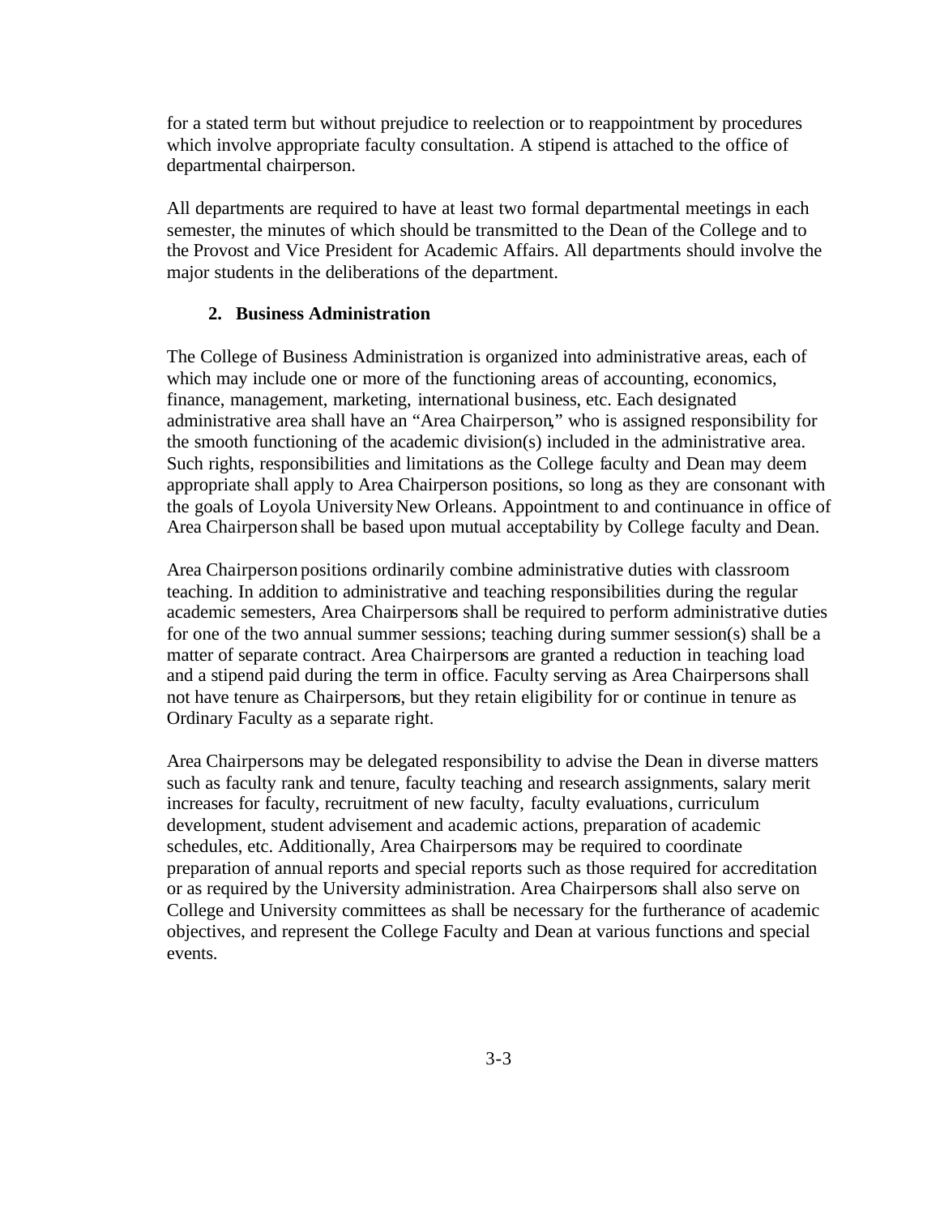for a stated term but without prejudice to reelection or to reappointment by procedures which involve appropriate faculty consultation. A stipend is attached to the office of departmental chairperson.

All departments are required to have at least two formal departmental meetings in each semester, the minutes of which should be transmitted to the Dean of the College and to the Provost and Vice President for Academic Affairs. All departments should involve the major students in the deliberations of the department.

### 2. Business Administration

The College of Business Administration is organized into administrative areas, each of which may include one or more of the functioning areas of accounting, economics, finance, management, marketing, international business, etc. Each designated administrative area shall have an "Area Chairperson," who is assigned responsibility for the smooth functioning of the academic division(s) included in the administrative area. Such rights, responsibilities and limitations as the College faculty and Dean may deem appropriate shall apply to Area Chairperson positions, so long as they are consonant with the goals of Loyola University New Orleans. Appointment to and continuance in office of Area Chairperson shall be based upon mutual acceptability by College faculty and Dean.

Area Chairperson positions ordinarily combine administrative duties with classroom teaching. In addition to administrative and teaching responsibilities during the regular academic semesters, Area Chairpersons shall be required to perform administrative duties for one of the two annual summer sessions; teaching during summer session(s) shall be a matter of separate contract. Area Chairpersons are granted a reduction in teaching load and a stipend paid during the term in office. Faculty serving as Area Chairpersons shall not have tenure as Chairpersons, but they retain eligibility for or continue in tenure as Ordinary Faculty as a separate right.

Area Chairpersons may be delegated responsibility to advise the Dean in diverse matters such as faculty rank and tenure, faculty teaching and research assignments, salary merit increases for faculty, recruitment of new faculty, faculty evaluations, curriculum development, student advisement and academic actions, preparation of academic schedules, etc. Additionally, Area Chairpersons may be required to coordinate preparation of annual reports and special reports such as those required for accreditation or as required by the University administration. Area Chairpersons shall also serve on College and University committees as shall be necessary for the furtherance of academic objectives, and represent the College Faculty and Dean at various functions and special events.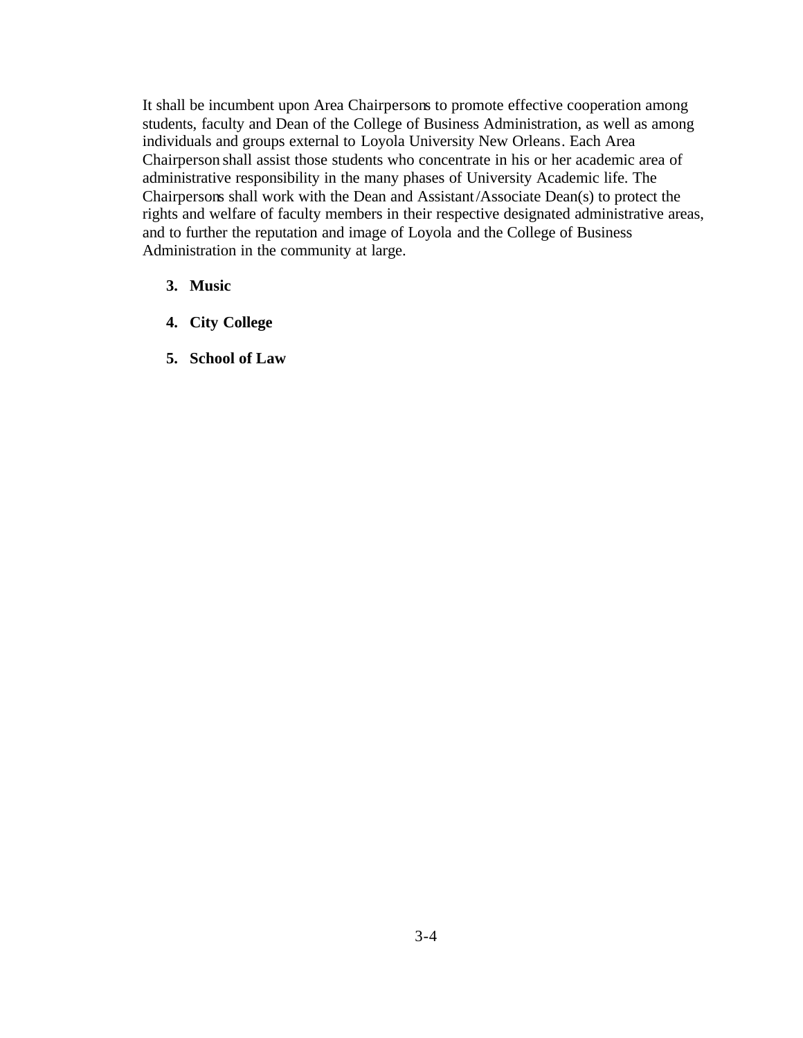It shall be incumbent upon Area Chairpersons to promote effective cooperation among students, faculty and Dean of the College of Business Administration, as well as among individuals and groups external to Loyola University New Orleans. Each Area Chairperson shall assist those students who concentrate in his or her academic area of administrative responsibility in the many phases of University Academic life. The Chairpersons shall work with the Dean and Assistant/Associate Dean(s) to protect the rights and welfare of faculty members in their respective designated administrative areas, and to further the reputation and image of Loyola and the College of Business Administration in the community at large.

3. **Music**

4. **City College**

5. **School of Law**